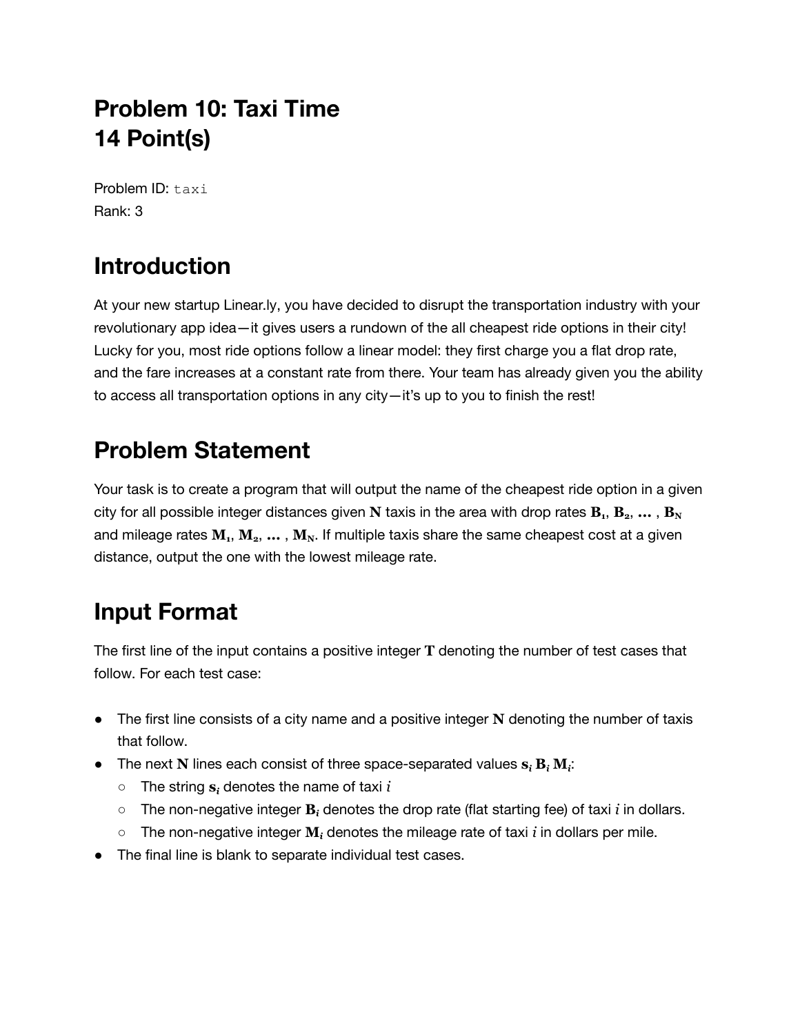# Problem 10: Taxi Time
# 14 Point(s)

Problem ID: `taxi`
Rank: 3

## Introduction

At your new startup Linear.ly, you have decided to disrupt the transportation industry with your revolutionary app idea—it gives users a rundown of the all cheapest ride options in their city! Lucky for you, most ride options follow a linear model: they first charge you a flat drop rate, and the fare increases at a constant rate from there. Your team has already given you the ability to access all transportation options in any city—it's up to you to finish the rest!

## Problem Statement

Your task is to create a program that will output the name of the cheapest ride option in a given city for all possible integer distances given $\mathbf{N}$ taxis in the area with drop rates $\mathbf{B_1}, \mathbf{B_2}, \ldots, \mathbf{B_N}$ and mileage rates $\mathbf{M_1}, \mathbf{M_2}, \ldots, \mathbf{M_N}$. If multiple taxis share the same cheapest cost at a given distance, output the one with the lowest mileage rate.

## Input Format

The first line of the input contains a positive integer $\mathbf{T}$ denoting the number of test cases that follow. For each test case:

- The first line consists of a city name and a positive integer $\mathbf{N}$ denoting the number of taxis that follow.
- The next $\mathbf{N}$ lines each consist of three space-separated values $\mathbf{s}_i$ $\mathbf{B}_i$ $\mathbf{M}_i$:
  - The string $\mathbf{s}_i$ denotes the name of taxi $i$
  - The non-negative integer $\mathbf{B}_i$ denotes the drop rate (flat starting fee) of taxi $i$ in dollars.
  - The non-negative integer $\mathbf{M}_i$ denotes the mileage rate of taxi $i$ in dollars per mile.
- The final line is blank to separate individual test cases.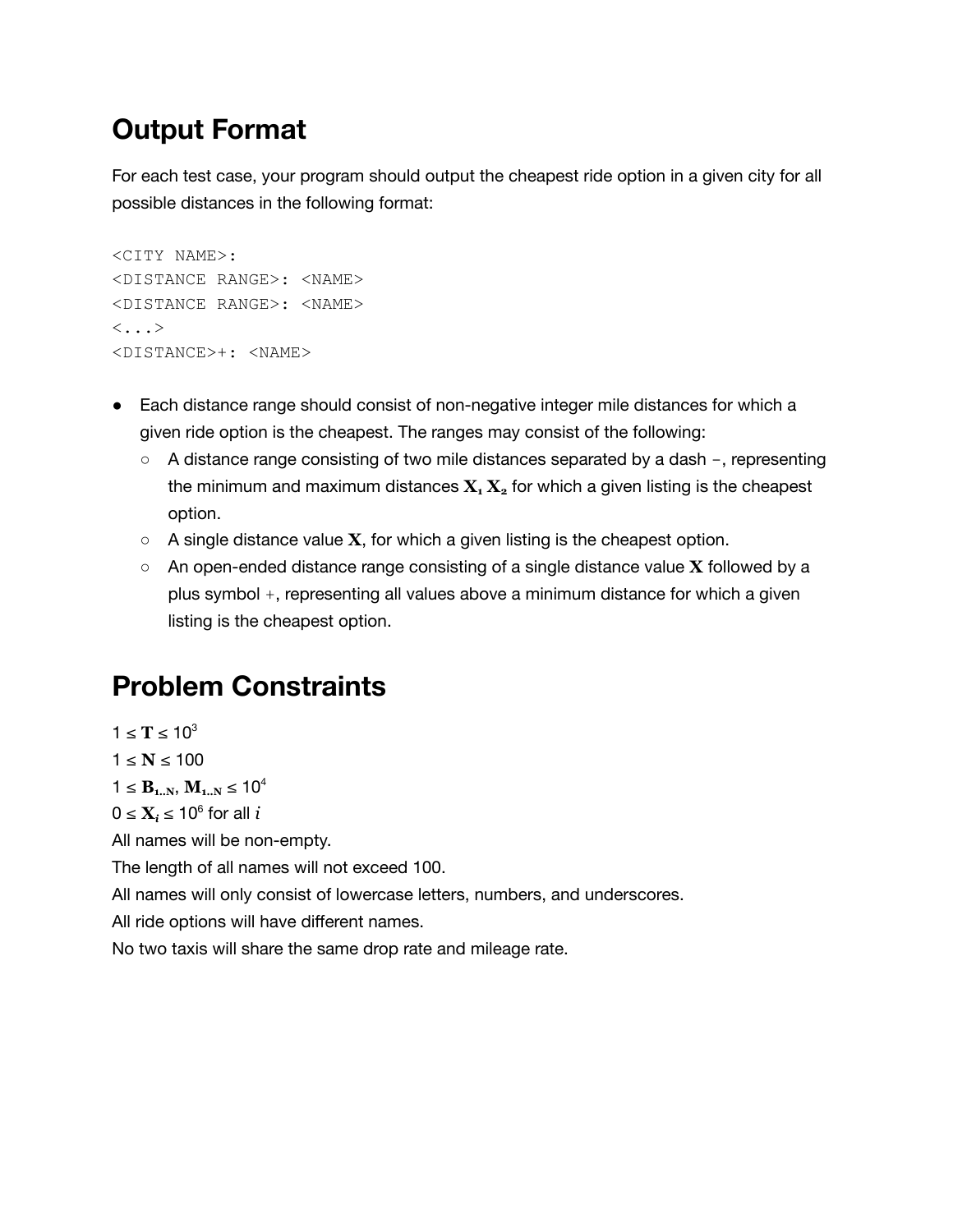## Output Format

For each test case, your program should output the cheapest ride option in a given city for all possible distances in the following format:

```
<CITY NAME>:
<DISTANCE RANGE>: <NAME>
<DISTANCE RANGE>: <NAME>
<...>
<DISTANCE>+: <NAME>
```

- Each distance range should consist of non-negative integer mile distances for which a given ride option is the cheapest. The ranges may consist of the following:
  - A distance range consisting of two mile distances separated by a dash -, representing the minimum and maximum distances $\mathbf{X_1}$ $\mathbf{X_2}$ for which a given listing is the cheapest option.
  - A single distance value $\mathbf{X}$, for which a given listing is the cheapest option.
  - An open-ended distance range consisting of a single distance value $\mathbf{X}$ followed by a plus symbol +, representing all values above a minimum distance for which a given listing is the cheapest option.

## Problem Constraints

$1 \leq \mathbf{T} \leq 10^3$
$1 \leq \mathbf{N} \leq 100$
$1 \leq \mathbf{B_{1..N}}, \mathbf{M_{1..N}} \leq 10^4$
$0 \leq \mathbf{X}_i \leq 10^6$ for all $i$
All names will be non-empty.
The length of all names will not exceed 100.
All names will only consist of lowercase letters, numbers, and underscores.
All ride options will have different names.
No two taxis will share the same drop rate and mileage rate.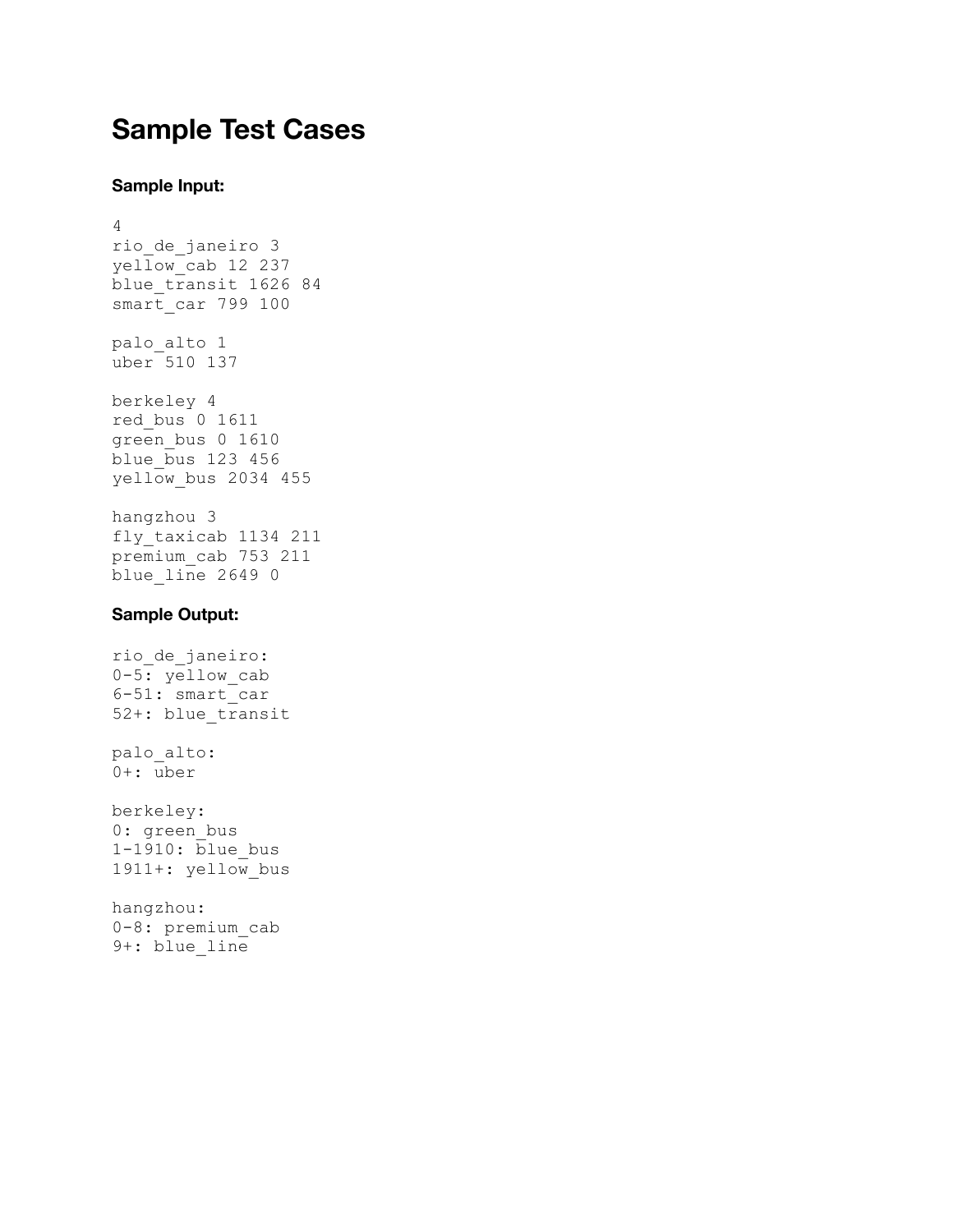# Sample Test Cases

**Sample Input:**

```
4
rio_de_janeiro 3
yellow_cab 12 237
blue_transit 1626 84
smart_car 799 100

palo_alto 1
uber 510 137

berkeley 4
red_bus 0 1611
green_bus 0 1610
blue_bus 123 456
yellow_bus 2034 455

hangzhou 3
fly_taxicab 1134 211
premium_cab 753 211
blue_line 2649 0
```

**Sample Output:**

```
rio_de_janeiro:
0-5: yellow_cab
6-51: smart_car
52+: blue_transit

palo_alto:
0+: uber

berkeley:
0: green_bus
1-1910: blue_bus
1911+: yellow_bus

hangzhou:
0-8: premium_cab
9+: blue_line
```